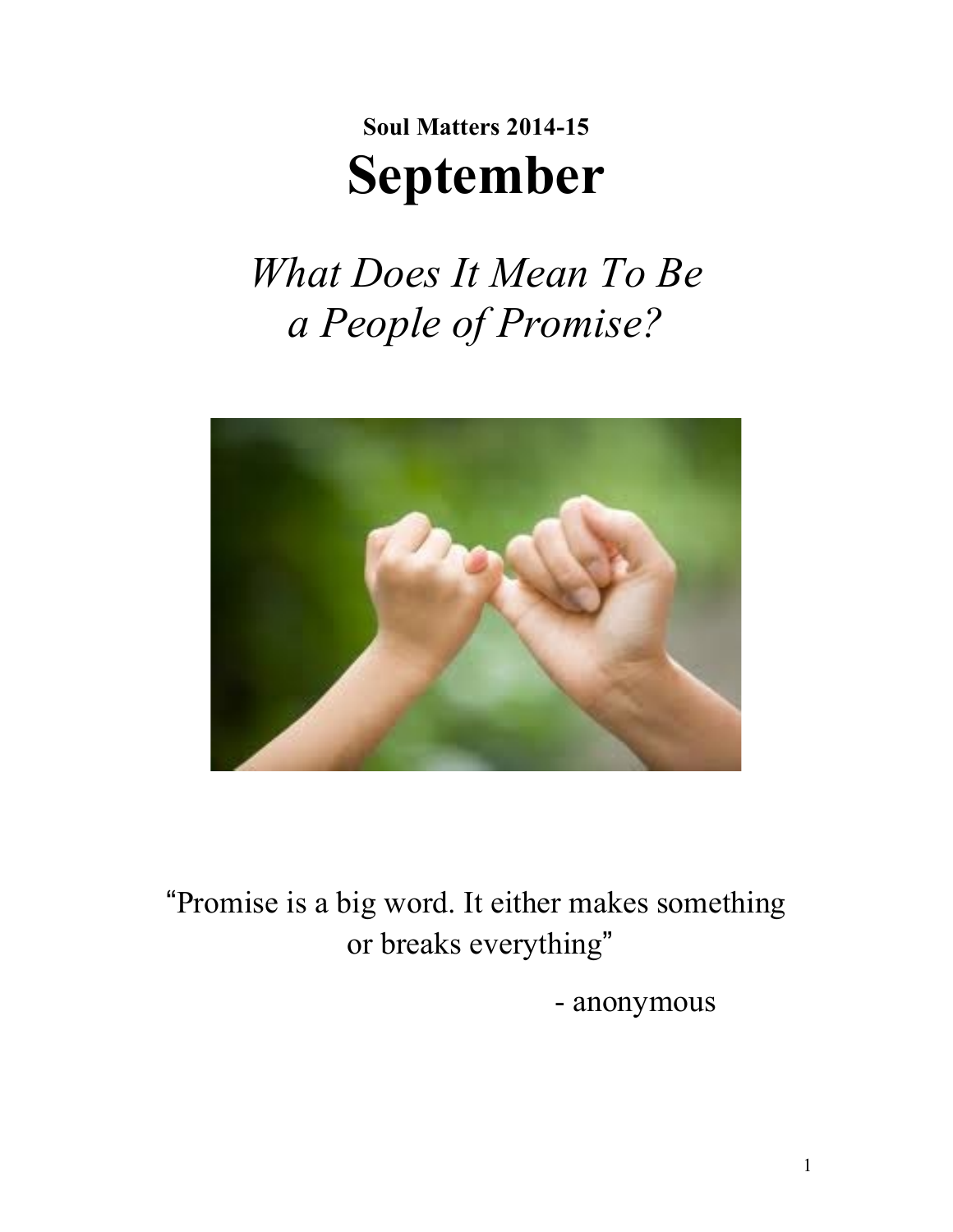**Soul Matters 2014-15**

# September

## *What Does It Mean To Be a People of Promise?*

"Promise is a big word. It either makes something or breaks everything"

- anonymous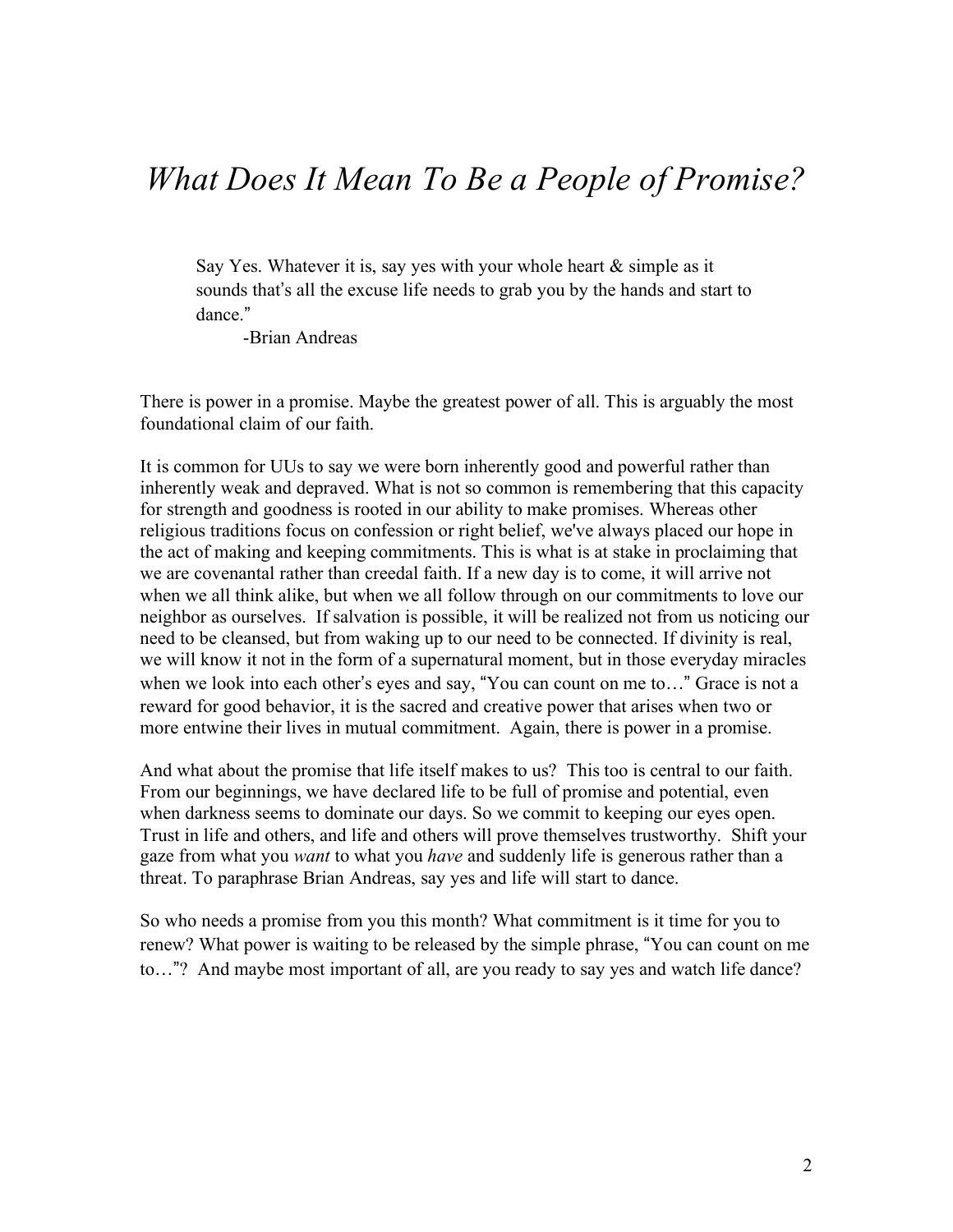# *What Does It Mean To Be a People of Promise?*

> Say Yes. Whatever it is, say yes with your whole heart & simple as it sounds that's all the excuse life needs to grab you by the hands and start to dance."
>
> -Brian Andreas

There is power in a promise. Maybe the greatest power of all. This is arguably the most foundational claim of our faith.

It is common for UUs to say we were born inherently good and powerful rather than inherently weak and depraved. What is not so common is remembering that this capacity for strength and goodness is rooted in our ability to make promises. Whereas other religious traditions focus on confession or right belief, we've always placed our hope in the act of making and keeping commitments. This is what is at stake in proclaiming that we are covenantal rather than creedal faith. If a new day is to come, it will arrive not when we all think alike, but when we all follow through on our commitments to love our neighbor as ourselves. If salvation is possible, it will be realized not from us noticing our need to be cleansed, but from waking up to our need to be connected. If divinity is real, we will know it not in the form of a supernatural moment, but in those everyday miracles when we look into each other's eyes and say, "You can count on me to…" Grace is not a reward for good behavior, it is the sacred and creative power that arises when two or more entwine their lives in mutual commitment. Again, there is power in a promise.

And what about the promise that life itself makes to us? This too is central to our faith. From our beginnings, we have declared life to be full of promise and potential, even when darkness seems to dominate our days. So we commit to keeping our eyes open. Trust in life and others, and life and others will prove themselves trustworthy. Shift your gaze from what you *want* to what you *have* and suddenly life is generous rather than a threat. To paraphrase Brian Andreas, say yes and life will start to dance.

So who needs a promise from you this month? What commitment is it time for you to renew? What power is waiting to be released by the simple phrase, "You can count on me to…"? And maybe most important of all, are you ready to say yes and watch life dance?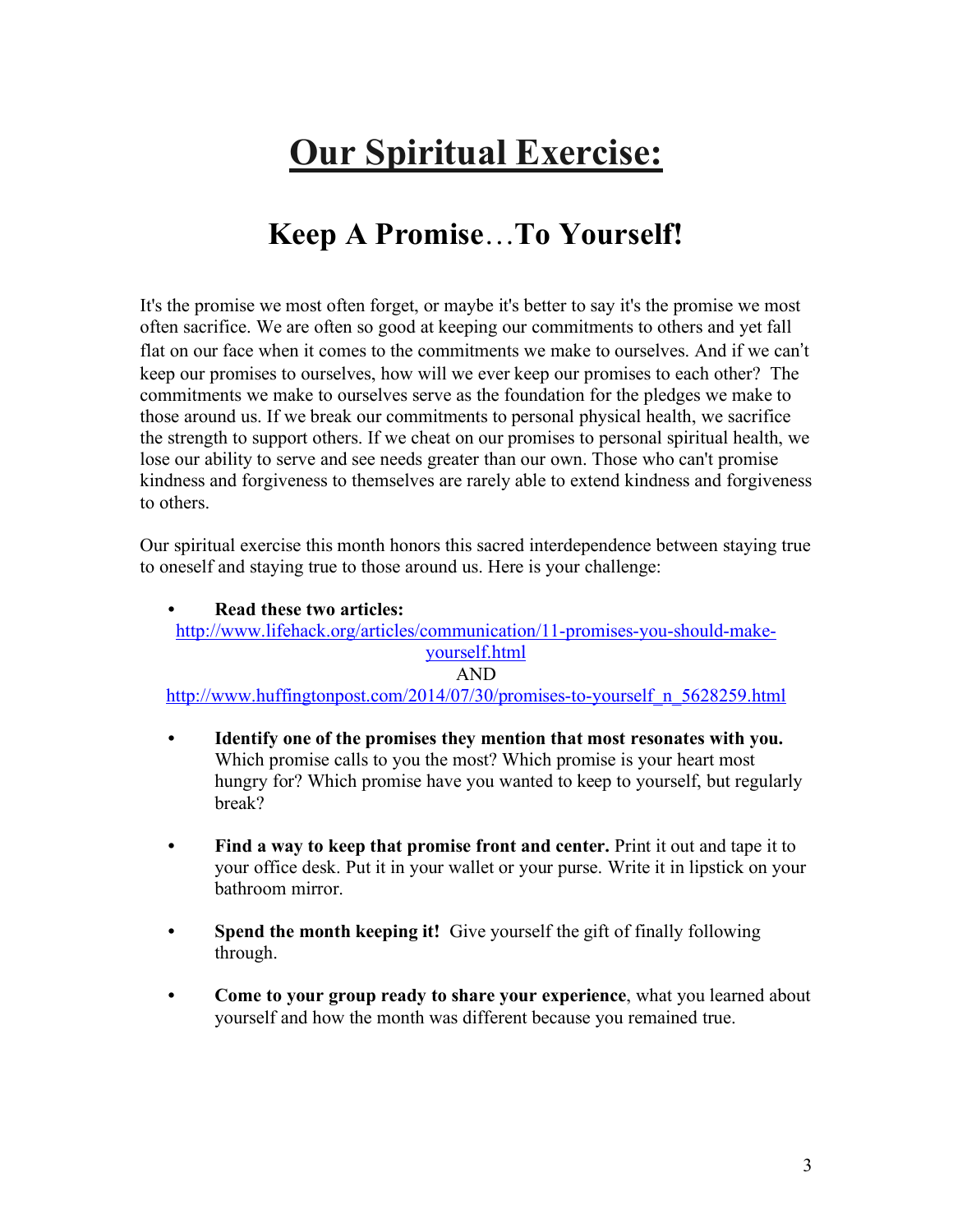# Our Spiritual Exercise:

## Keep A Promise…To Yourself!

It's the promise we most often forget, or maybe it's better to say it's the promise we most often sacrifice. We are often so good at keeping our commitments to others and yet fall flat on our face when it comes to the commitments we make to ourselves. And if we can't keep our promises to ourselves, how will we ever keep our promises to each other? The commitments we make to ourselves serve as the foundation for the pledges we make to those around us. If we break our commitments to personal physical health, we sacrifice the strength to support others. If we cheat on our promises to personal spiritual health, we lose our ability to serve and see needs greater than our own. Those who can't promise kindness and forgiveness to themselves are rarely able to extend kindness and forgiveness to others.

Our spiritual exercise this month honors this sacred interdependence between staying true to oneself and staying true to those around us. Here is your challenge:

- **Read these two articles:**
  http://www.lifehack.org/articles/communication/11-promises-you-should-make-yourself.html
  AND
  http://www.huffingtonpost.com/2014/07/30/promises-to-yourself_n_5628259.html

- **Identify one of the promises they mention that most resonates with you.** Which promise calls to you the most? Which promise is your heart most hungry for? Which promise have you wanted to keep to yourself, but regularly break?

- **Find a way to keep that promise front and center.** Print it out and tape it to your office desk. Put it in your wallet or your purse. Write it in lipstick on your bathroom mirror.

- **Spend the month keeping it!** Give yourself the gift of finally following through.

- **Come to your group ready to share your experience**, what you learned about yourself and how the month was different because you remained true.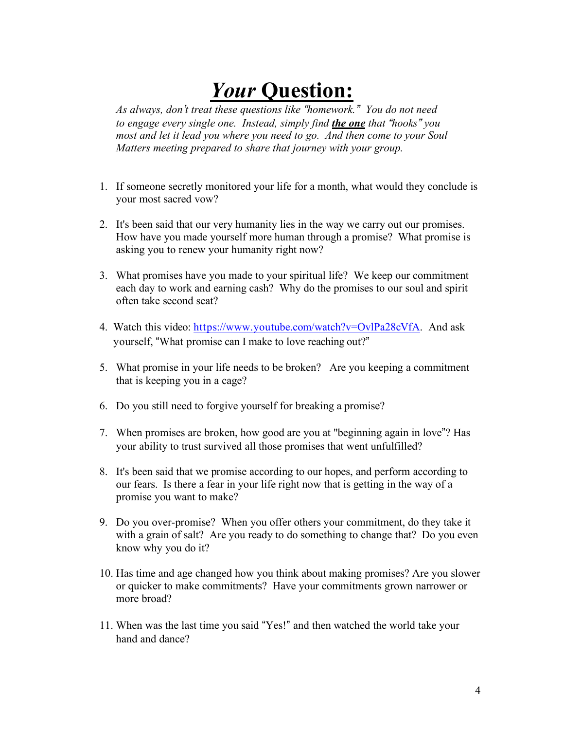# ***Your*** **Question:**

*As always, don't treat these questions like "homework." You do not need to engage every single one. Instead, simply find* ***the one*** *that "hooks" you most and let it lead you where you need to go. And then come to your Soul Matters meeting prepared to share that journey with your group.*

1. If someone secretly monitored your life for a month, what would they conclude is your most sacred vow?

2. It's been said that our very humanity lies in the way we carry out our promises. How have you made yourself more human through a promise? What promise is asking you to renew your humanity right now?

3. What promises have you made to your spiritual life? We keep our commitment each day to work and earning cash? Why do the promises to our soul and spirit often take second seat?

4. Watch this video: [https://www.youtube.com/watch?v=OvlPa28cVfA](https://www.youtube.com/watch?v=OvlPa28cVfA). And ask yourself, "What promise can I make to love reaching out?"

5. What promise in your life needs to be broken? Are you keeping a commitment that is keeping you in a cage?

6. Do you still need to forgive yourself for breaking a promise?

7. When promises are broken, how good are you at "beginning again in love"? Has your ability to trust survived all those promises that went unfulfilled?

8. It's been said that we promise according to our hopes, and perform according to our fears. Is there a fear in your life right now that is getting in the way of a promise you want to make?

9. Do you over-promise? When you offer others your commitment, do they take it with a grain of salt? Are you ready to do something to change that? Do you even know why you do it?

10. Has time and age changed how you think about making promises? Are you slower or quicker to make commitments? Have your commitments grown narrower or more broad?

11. When was the last time you said "Yes!" and then watched the world take your hand and dance?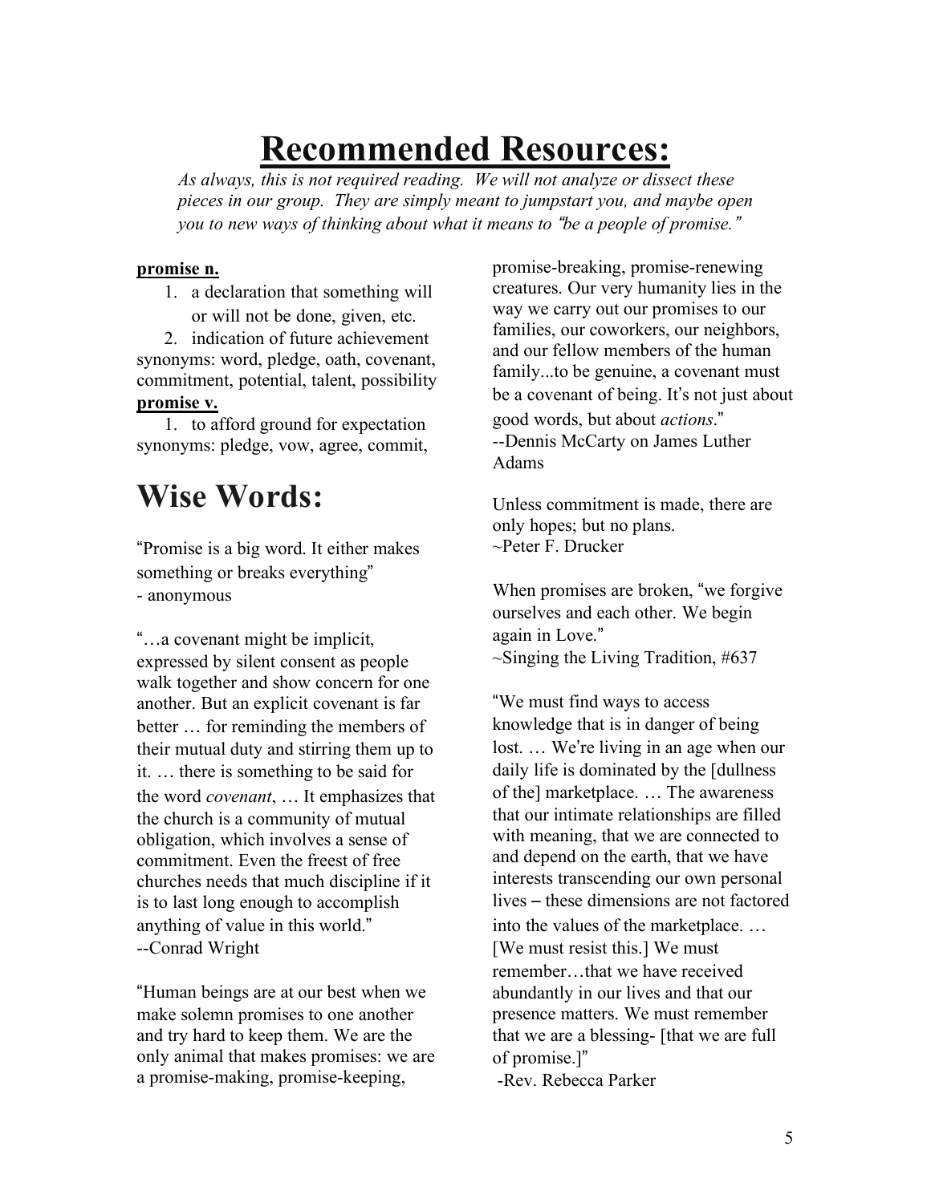# Recommended Resources:

*As always, this is not required reading. We will not analyze or dissect these pieces in our group. They are simply meant to jumpstart you, and maybe open you to new ways of thinking about what it means to "be a people of promise."*

**promise n.**

1. a declaration that something will or will not be done, given, etc.
2. indication of future achievement

synonyms: word, pledge, oath, covenant, commitment, potential, talent, possibility

**promise v.**

1. to afford ground for expectation

synonyms: pledge, vow, agree, commit,

## Wise Words:

"Promise is a big word. It either makes something or breaks everything"
- anonymous

"…a covenant might be implicit, expressed by silent consent as people walk together and show concern for one another. But an explicit covenant is far better … for reminding the members of their mutual duty and stirring them up to it. … there is something to be said for the word *covenant*, … It emphasizes that the church is a community of mutual obligation, which involves a sense of commitment. Even the freest of free churches needs that much discipline if it is to last long enough to accomplish anything of value in this world."
--Conrad Wright

"Human beings are at our best when we make solemn promises to one another and try hard to keep them. We are the only animal that makes promises: we are a promise-making, promise-keeping, promise-breaking, promise-renewing creatures. Our very humanity lies in the way we carry out our promises to our families, our coworkers, our neighbors, and our fellow members of the human family...to be genuine, a covenant must be a covenant of being. It's not just about good words, but about *actions*."
--Dennis McCarty on James Luther Adams

Unless commitment is made, there are only hopes; but no plans.
~Peter F. Drucker

When promises are broken, "we forgive ourselves and each other. We begin again in Love."
~Singing the Living Tradition, #637

"We must find ways to access knowledge that is in danger of being lost. … We're living in an age when our daily life is dominated by the [dullness of the] marketplace. … The awareness that our intimate relationships are filled with meaning, that we are connected to and depend on the earth, that we have interests transcending our own personal lives – these dimensions are not factored into the values of the marketplace. … [We must resist this.] We must remember…that we have received abundantly in our lives and that our presence matters. We must remember that we are a blessing- [that we are full of promise.]"
-Rev. Rebecca Parker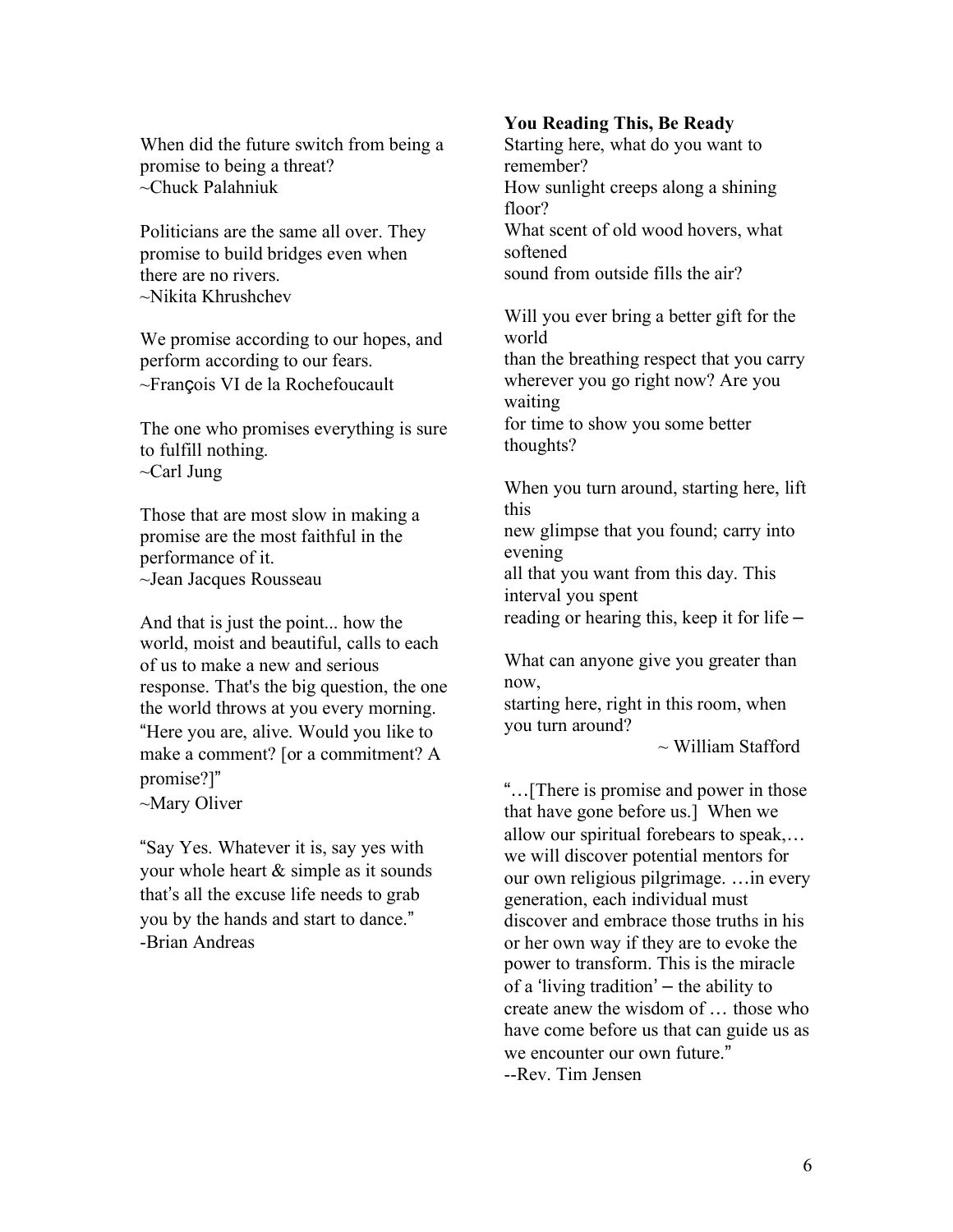When did the future switch from being a promise to being a threat?
~Chuck Palahniuk

Politicians are the same all over. They promise to build bridges even when there are no rivers.
~Nikita Khrushchev

We promise according to our hopes, and perform according to our fears.
~François VI de la Rochefoucault

The one who promises everything is sure to fulfill nothing.
~Carl Jung

Those that are most slow in making a promise are the most faithful in the performance of it.
~Jean Jacques Rousseau

And that is just the point... how the world, moist and beautiful, calls to each of us to make a new and serious response. That's the big question, the one the world throws at you every morning. "Here you are, alive. Would you like to make a comment? [or a commitment? A promise?]"
~Mary Oliver

"Say Yes. Whatever it is, say yes with your whole heart & simple as it sounds that's all the excuse life needs to grab you by the hands and start to dance."
-Brian Andreas

**You Reading This, Be Ready**

Starting here, what do you want to remember?
How sunlight creeps along a shining floor?
What scent of old wood hovers, what softened
sound from outside fills the air?

Will you ever bring a better gift for the world
than the breathing respect that you carry
wherever you go right now? Are you waiting
for time to show you some better thoughts?

When you turn around, starting here, lift this
new glimpse that you found; carry into evening
all that you want from this day. This interval you spent
reading or hearing this, keep it for life –

What can anyone give you greater than now,
starting here, right in this room, when you turn around?

~ William Stafford

"…[There is promise and power in those that have gone before us.] When we allow our spiritual forebears to speak,… we will discover potential mentors for our own religious pilgrimage. …in every generation, each individual must discover and embrace those truths in his or her own way if they are to evoke the power to transform. This is the miracle of a 'living tradition' – the ability to create anew the wisdom of … those who have come before us that can guide us as we encounter our own future."
--Rev. Tim Jensen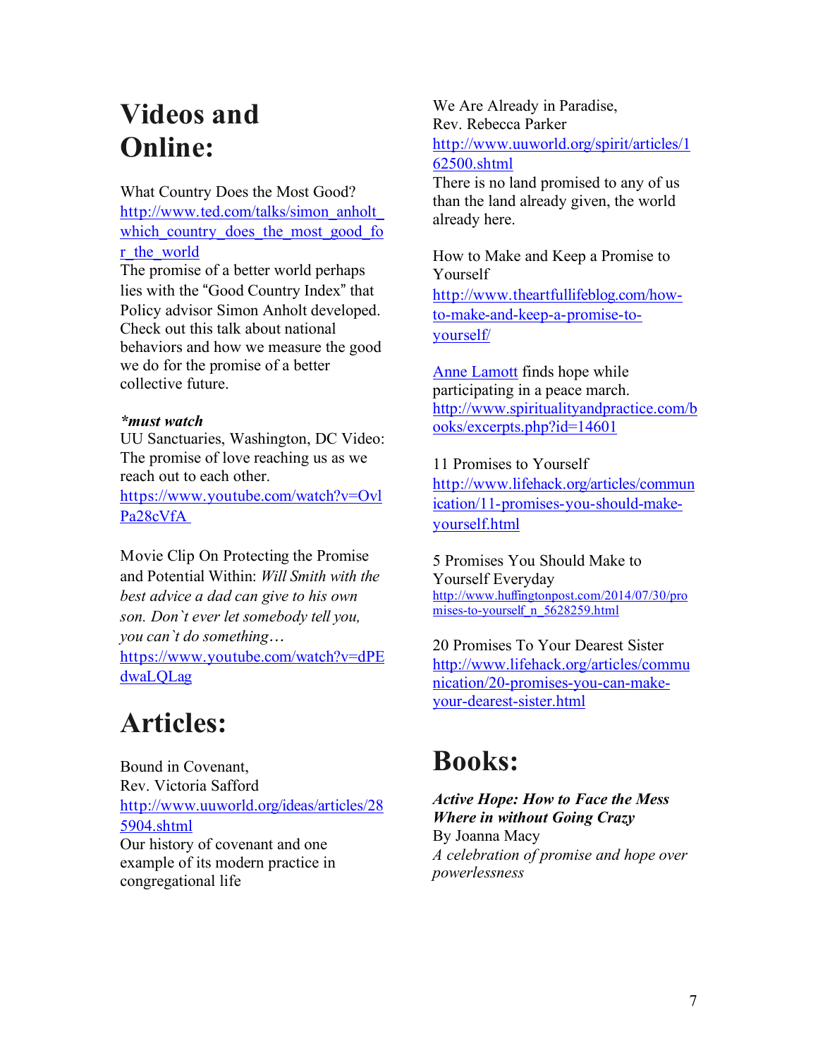# Videos and Online:

What Country Does the Most Good?
http://www.ted.com/talks/simon_anholt_which_country_does_the_most_good_for_the_world
The promise of a better world perhaps lies with the "Good Country Index" that Policy advisor Simon Anholt developed. Check out this talk about national behaviors and how we measure the good we do for the promise of a better collective future.

***must watch**
UU Sanctuaries, Washington, DC Video: The promise of love reaching us as we reach out to each other.
https://www.youtube.com/watch?v=OvlPa28cVfA

Movie Clip On Protecting the Promise and Potential Within: *Will Smith with the best advice a dad can give to his own son. Don`t ever let somebody tell you, you can`t do something…*
https://www.youtube.com/watch?v=dPEdwaLQLag

# Articles:

Bound in Covenant,
Rev. Victoria Safford
http://www.uuworld.org/ideas/articles/285904.shtml
Our history of covenant and one example of its modern practice in congregational life

We Are Already in Paradise,
Rev. Rebecca Parker
http://www.uuworld.org/spirit/articles/162500.shtml
There is no land promised to any of us than the land already given, the world already here.

How to Make and Keep a Promise to Yourself
http://www.theartfullifeblog.com/how-to-make-and-keep-a-promise-to-yourself/

Anne Lamott finds hope while participating in a peace march.
http://www.spiritualityandpractice.com/books/excerpts.php?id=14601

11 Promises to Yourself
http://www.lifehack.org/articles/communication/11-promises-you-should-make-yourself.html

5 Promises You Should Make to Yourself Everyday
http://www.huffingtonpost.com/2014/07/30/promises-to-yourself_n_5628259.html

20 Promises To Your Dearest Sister
http://www.lifehack.org/articles/communication/20-promises-you-can-make-your-dearest-sister.html

# Books:

***Active Hope: How to Face the Mess Where in without Going Crazy***
By Joanna Macy
*A celebration of promise and hope over powerlessness*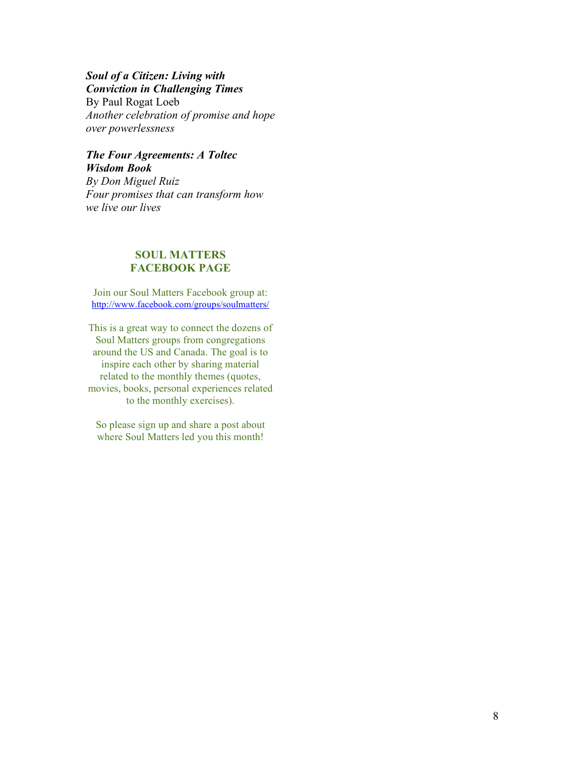***Soul of a Citizen: Living with Conviction in Challenging Times***
By Paul Rogat Loeb
*Another celebration of promise and hope over powerlessness*

***The Four Agreements: A Toltec Wisdom Book***
*By Don Miguel Ruiz*
*Four promises that can transform how we live our lives*

## SOUL MATTERS FACEBOOK PAGE

Join our Soul Matters Facebook group at:
http://www.facebook.com/groups/soulmatters/

This is a great way to connect the dozens of Soul Matters groups from congregations around the US and Canada. The goal is to inspire each other by sharing material related to the monthly themes (quotes, movies, books, personal experiences related to the monthly exercises).

So please sign up and share a post about where Soul Matters led you this month!